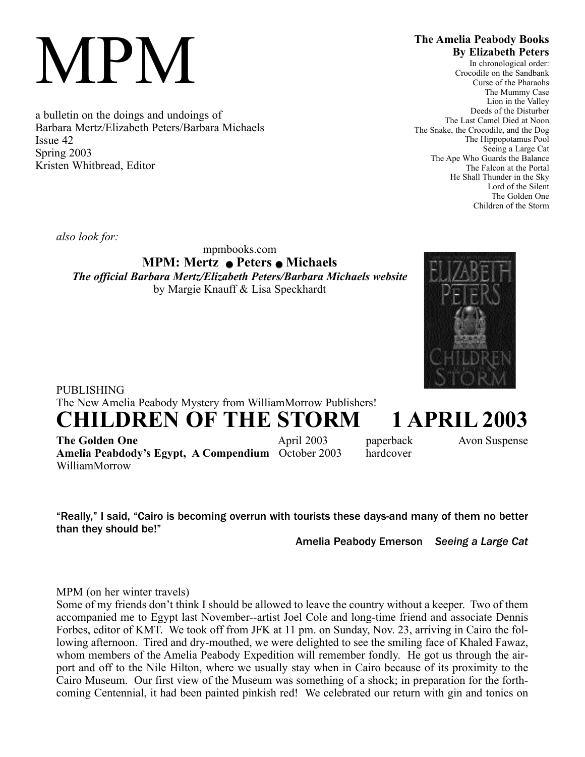# MPM

a bulletin on the doings and undoings of
Barbara Mertz/Elizabeth Peters/Barbara Michaels
Issue 42
Spring 2003
Kristen Whitbread, Editor

**The Amelia Peabody Books**
**By Elizabeth Peters**
In chronological order:
Crocodile on the Sandbank
Curse of the Pharaohs
The Mummy Case
Lion in the Valley
Deeds of the Disturber
The Last Camel Died at Noon
The Snake, the Crocodile, and the Dog
The Hippopotamus Pool
Seeing a Large Cat
The Ape Who Guards the Balance
The Falcon at the Portal
He Shall Thunder in the Sky
Lord of the Silent
The Golden One
Children of the Storm

*also look for:*

mpmbooks.com
**MPM: Mertz ● Peters ● Michaels**
***The official Barbara Mertz/Elizabeth Peters/Barbara Michaels website***
by Margie Knauff & Lisa Speckhardt

PUBLISHING
The New Amelia Peabody Mystery from WilliamMorrow Publishers!

# CHILDREN OF THE STORM 1 APRIL 2003

**The Golden One** April 2003 paperback Avon Suspense
**Amelia Peabdody's Egypt, A Compendium** October 2003 hardcover WilliamMorrow

**"Really," I said, "Cairo is becoming overrun with tourists these days-and many of them no better than they should be!"**

**Amelia Peabody Emerson *Seeing a Large Cat***

MPM (on her winter travels)
Some of my friends don't think I should be allowed to leave the country without a keeper. Two of them accompanied me to Egypt last November--artist Joel Cole and long-time friend and associate Dennis Forbes, editor of KMT. We took off from JFK at 11 pm. on Sunday, Nov. 23, arriving in Cairo the following afternoon. Tired and dry-mouthed, we were delighted to see the smiling face of Khaled Fawaz, whom members of the Amelia Peabody Expedition will remember fondly. He got us through the airport and off to the Nile Hilton, where we usually stay when in Cairo because of its proximity to the Cairo Museum. Our first view of the Museum was something of a shock; in preparation for the forthcoming Centennial, it had been painted pinkish red! We celebrated our return with gin and tonics on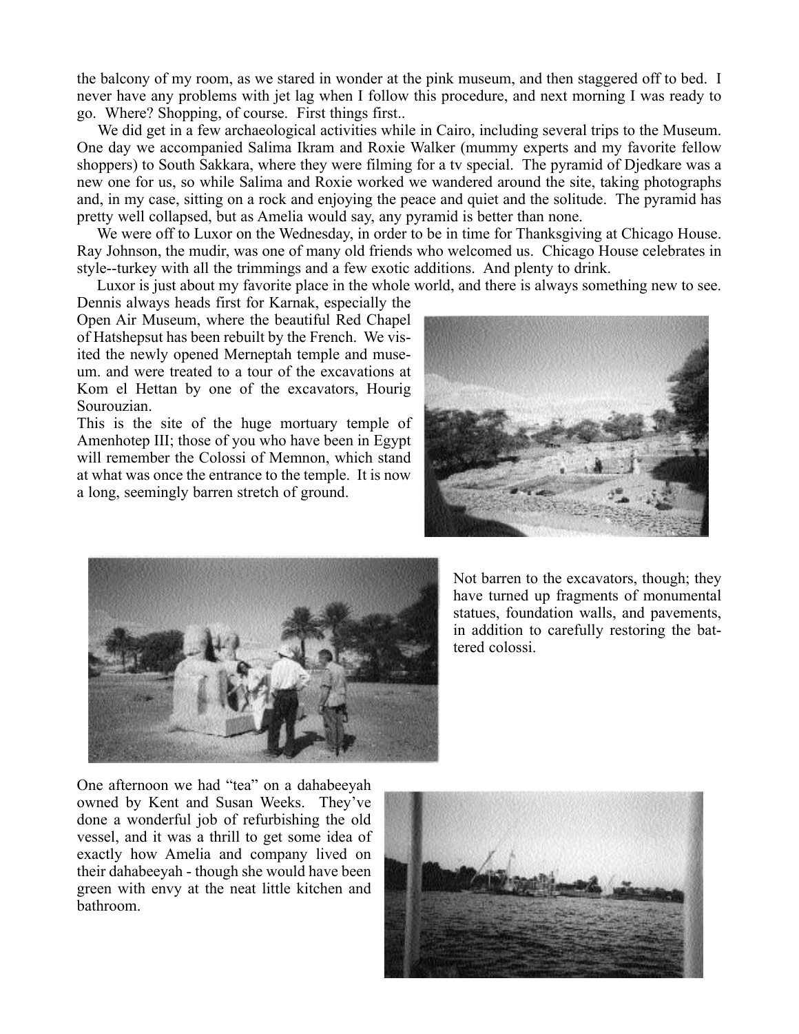the balcony of my room, as we stared in wonder at the pink museum, and then staggered off to bed. I never have any problems with jet lag when I follow this procedure, and next morning I was ready to go. Where? Shopping, of course. First things first..

We did get in a few archaeological activities while in Cairo, including several trips to the Museum. One day we accompanied Salima Ikram and Roxie Walker (mummy experts and my favorite fellow shoppers) to South Sakkara, where they were filming for a tv special. The pyramid of Djedkare was a new one for us, so while Salima and Roxie worked we wandered around the site, taking photographs and, in my case, sitting on a rock and enjoying the peace and quiet and the solitude. The pyramid has pretty well collapsed, but as Amelia would say, any pyramid is better than none.

We were off to Luxor on the Wednesday, in order to be in time for Thanksgiving at Chicago House. Ray Johnson, the mudir, was one of many old friends who welcomed us. Chicago House celebrates in style--turkey with all the trimmings and a few exotic additions. And plenty to drink.

Luxor is just about my favorite place in the whole world, and there is always something new to see. Dennis always heads first for Karnak, especially the Open Air Museum, where the beautiful Red Chapel of Hatshepsut has been rebuilt by the French. We visited the newly opened Merneptah temple and museum. and were treated to a tour of the excavations at Kom el Hettan by one of the excavators, Hourig Sourouzian.

This is the site of the huge mortuary temple of Amenhotep III; those of you who have been in Egypt will remember the Colossi of Memnon, which stand at what was once the entrance to the temple. It is now a long, seemingly barren stretch of ground.

Not barren to the excavators, though; they have turned up fragments of monumental statues, foundation walls, and pavements, in addition to carefully restoring the battered colossi.

One afternoon we had "tea" on a dahabeeyah owned by Kent and Susan Weeks. They've done a wonderful job of refurbishing the old vessel, and it was a thrill to get some idea of exactly how Amelia and company lived on their dahabeeyah - though she would have been green with envy at the neat little kitchen and bathroom.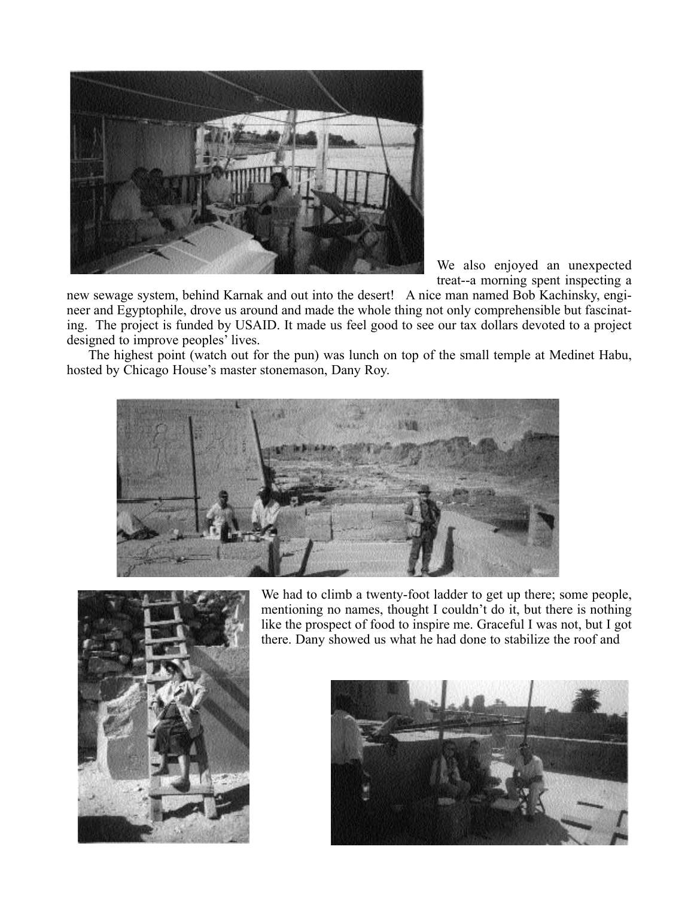We also enjoyed an unexpected treat--a morning spent inspecting a new sewage system, behind Karnak and out into the desert! A nice man named Bob Kachinsky, engineer and Egyptophile, drove us around and made the whole thing not only comprehensible but fascinating. The project is funded by USAID. It made us feel good to see our tax dollars devoted to a project designed to improve peoples' lives.

The highest point (watch out for the pun) was lunch on top of the small temple at Medinet Habu, hosted by Chicago House's master stonemason, Dany Roy.

We had to climb a twenty-foot ladder to get up there; some people, mentioning no names, thought I couldn't do it, but there is nothing like the prospect of food to inspire me. Graceful I was not, but I got there. Dany showed us what he had done to stabilize the roof and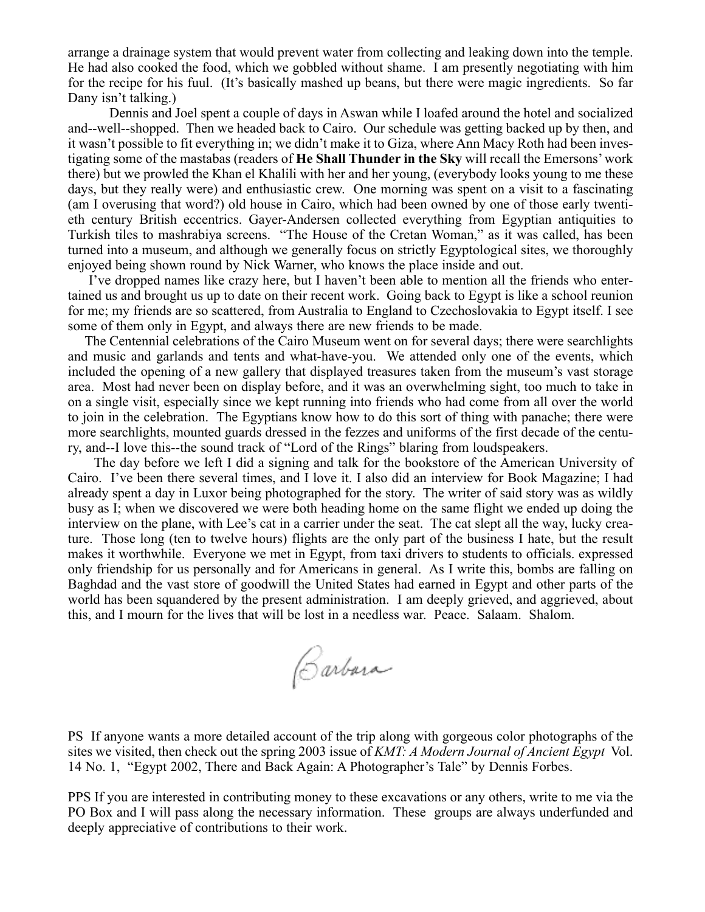arrange a drainage system that would prevent water from collecting and leaking down into the temple. He had also cooked the food, which we gobbled without shame. I am presently negotiating with him for the recipe for his fuul. (It's basically mashed up beans, but there were magic ingredients. So far Dany isn't talking.)

Dennis and Joel spent a couple of days in Aswan while I loafed around the hotel and socialized and--well--shopped. Then we headed back to Cairo. Our schedule was getting backed up by then, and it wasn't possible to fit everything in; we didn't make it to Giza, where Ann Macy Roth had been investigating some of the mastabas (readers of **He Shall Thunder in the Sky** will recall the Emersons' work there) but we prowled the Khan el Khalili with her and her young, (everybody looks young to me these days, but they really were) and enthusiastic crew. One morning was spent on a visit to a fascinating (am I overusing that word?) old house in Cairo, which had been owned by one of those early twentieth century British eccentrics. Gayer-Andersen collected everything from Egyptian antiquities to Turkish tiles to mashrabiya screens. "The House of the Cretan Woman," as it was called, has been turned into a museum, and although we generally focus on strictly Egyptological sites, we thoroughly enjoyed being shown round by Nick Warner, who knows the place inside and out.

I've dropped names like crazy here, but I haven't been able to mention all the friends who entertained us and brought us up to date on their recent work. Going back to Egypt is like a school reunion for me; my friends are so scattered, from Australia to England to Czechoslovakia to Egypt itself. I see some of them only in Egypt, and always there are new friends to be made.

The Centennial celebrations of the Cairo Museum went on for several days; there were searchlights and music and garlands and tents and what-have-you. We attended only one of the events, which included the opening of a new gallery that displayed treasures taken from the museum's vast storage area. Most had never been on display before, and it was an overwhelming sight, too much to take in on a single visit, especially since we kept running into friends who had come from all over the world to join in the celebration. The Egyptians know how to do this sort of thing with panache; there were more searchlights, mounted guards dressed in the fezzes and uniforms of the first decade of the century, and--I love this--the sound track of "Lord of the Rings" blaring from loudspeakers.

The day before we left I did a signing and talk for the bookstore of the American University of Cairo. I've been there several times, and I love it. I also did an interview for Book Magazine; I had already spent a day in Luxor being photographed for the story. The writer of said story was as wildly busy as I; when we discovered we were both heading home on the same flight we ended up doing the interview on the plane, with Lee's cat in a carrier under the seat. The cat slept all the way, lucky creature. Those long (ten to twelve hours) flights are the only part of the business I hate, but the result makes it worthwhile. Everyone we met in Egypt, from taxi drivers to students to officials. expressed only friendship for us personally and for Americans in general. As I write this, bombs are falling on Baghdad and the vast store of goodwill the United States had earned in Egypt and other parts of the world has been squandered by the present administration. I am deeply grieved, and aggrieved, about this, and I mourn for the lives that will be lost in a needless war. Peace. Salaam. Shalom.

Barbara

PS If anyone wants a more detailed account of the trip along with gorgeous color photographs of the sites we visited, then check out the spring 2003 issue of *KMT: A Modern Journal of Ancient Egypt* Vol. 14 No. 1, "Egypt 2002, There and Back Again: A Photographer's Tale" by Dennis Forbes.

PPS If you are interested in contributing money to these excavations or any others, write to me via the PO Box and I will pass along the necessary information. These groups are always underfunded and deeply appreciative of contributions to their work.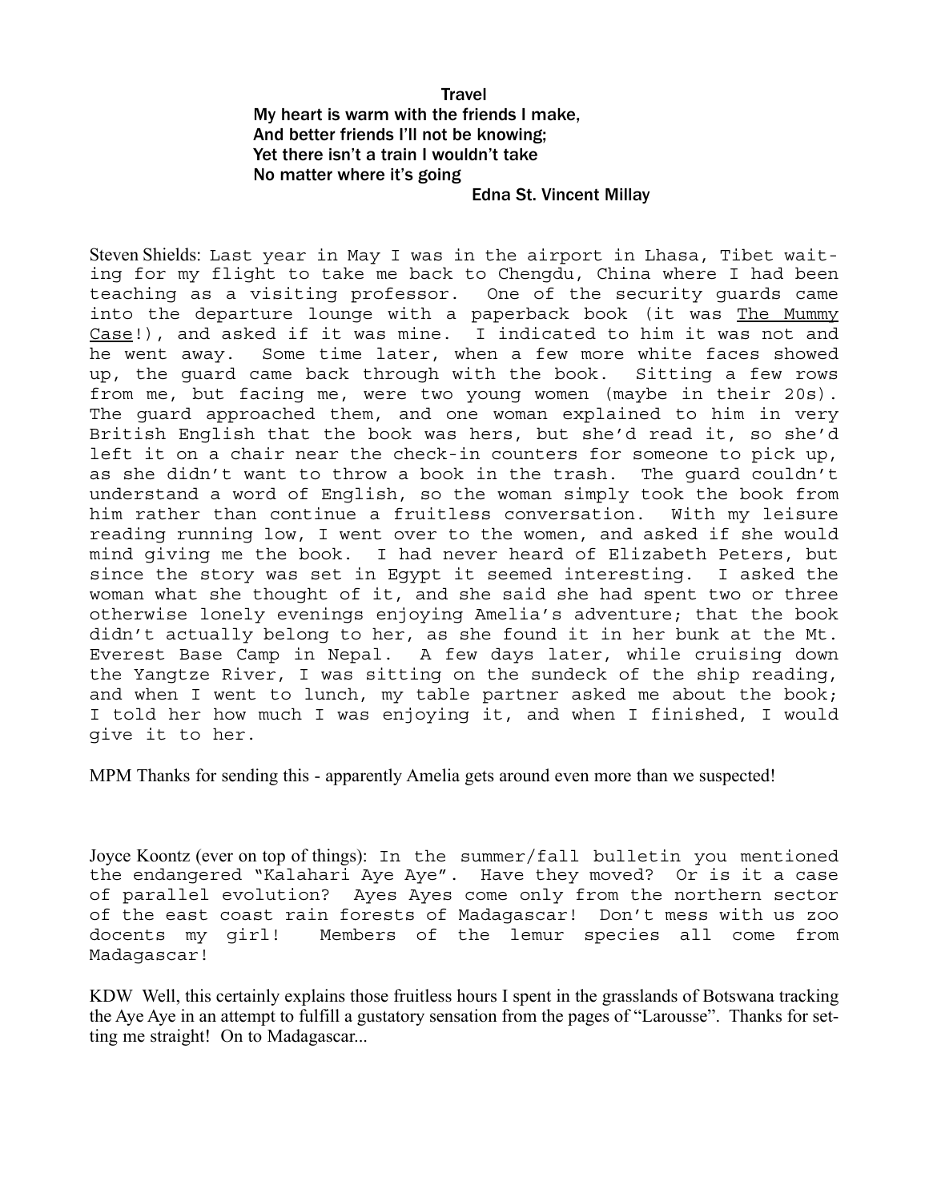**Travel**

My heart is warm with the friends I make,
And better friends I'll not be knowing;
Yet there isn't a train I wouldn't take
No matter where it's going

Edna St. Vincent Millay

Steven Shields: Last year in May I was in the airport in Lhasa, Tibet waiting for my flight to take me back to Chengdu, China where I had been teaching as a visiting professor. One of the security guards came into the departure lounge with a paperback book (it was The Mummy Case!), and asked if it was mine. I indicated to him it was not and he went away. Some time later, when a few more white faces showed up, the guard came back through with the book. Sitting a few rows from me, but facing me, were two young women (maybe in their 20s). The guard approached them, and one woman explained to him in very British English that the book was hers, but she'd read it, so she'd left it on a chair near the check-in counters for someone to pick up, as she didn't want to throw a book in the trash. The guard couldn't understand a word of English, so the woman simply took the book from him rather than continue a fruitless conversation. With my leisure reading running low, I went over to the women, and asked if she would mind giving me the book. I had never heard of Elizabeth Peters, but since the story was set in Egypt it seemed interesting. I asked the woman what she thought of it, and she said she had spent two or three otherwise lonely evenings enjoying Amelia's adventure; that the book didn't actually belong to her, as she found it in her bunk at the Mt. Everest Base Camp in Nepal. A few days later, while cruising down the Yangtze River, I was sitting on the sundeck of the ship reading, and when I went to lunch, my table partner asked me about the book; I told her how much I was enjoying it, and when I finished, I would give it to her.

MPM Thanks for sending this - apparently Amelia gets around even more than we suspected!

Joyce Koontz (ever on top of things): In the summer/fall bulletin you mentioned the endangered "Kalahari Aye Aye". Have they moved? Or is it a case of parallel evolution? Ayes Ayes come only from the northern sector of the east coast rain forests of Madagascar! Don't mess with us zoo docents my girl! Members of the lemur species all come from Madagascar!

KDW Well, this certainly explains those fruitless hours I spent in the grasslands of Botswana tracking the Aye Aye in an attempt to fulfill a gustatory sensation from the pages of "Larousse". Thanks for setting me straight! On to Madagascar...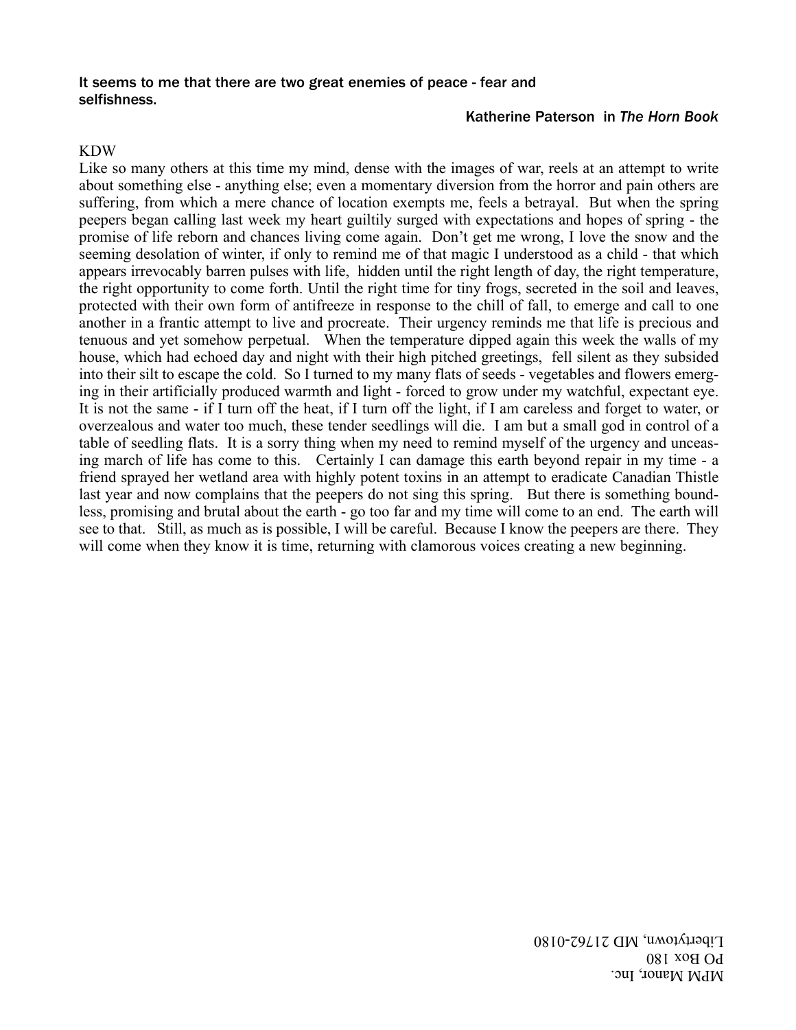**It seems to me that there are two great enemies of peace - fear and selfishness.**

**Katherine Paterson in *The Horn Book***

KDW

Like so many others at this time my mind, dense with the images of war, reels at an attempt to write about something else - anything else; even a momentary diversion from the horror and pain others are suffering, from which a mere chance of location exempts me, feels a betrayal. But when the spring peepers began calling last week my heart guiltily surged with expectations and hopes of spring - the promise of life reborn and chances living come again. Don't get me wrong, I love the snow and the seeming desolation of winter, if only to remind me of that magic I understood as a child - that which appears irrevocably barren pulses with life, hidden until the right length of day, the right temperature, the right opportunity to come forth. Until the right time for tiny frogs, secreted in the soil and leaves, protected with their own form of antifreeze in response to the chill of fall, to emerge and call to one another in a frantic attempt to live and procreate. Their urgency reminds me that life is precious and tenuous and yet somehow perpetual. When the temperature dipped again this week the walls of my house, which had echoed day and night with their high pitched greetings, fell silent as they subsided into their silt to escape the cold. So I turned to my many flats of seeds - vegetables and flowers emerging in their artificially produced warmth and light - forced to grow under my watchful, expectant eye. It is not the same - if I turn off the heat, if I turn off the light, if I am careless and forget to water, or overzealous and water too much, these tender seedlings will die. I am but a small god in control of a table of seedling flats. It is a sorry thing when my need to remind myself of the urgency and unceasing march of life has come to this. Certainly I can damage this earth beyond repair in my time - a friend sprayed her wetland area with highly potent toxins in an attempt to eradicate Canadian Thistle last year and now complains that the peepers do not sing this spring. But there is something boundless, promising and brutal about the earth - go too far and my time will come to an end. The earth will see to that. Still, as much as is possible, I will be careful. Because I know the peepers are there. They will come when they know it is time, returning with clamorous voices creating a new beginning.

MPM Manor, Inc.
PO Box 180
Libertytown, MD 21762-0180